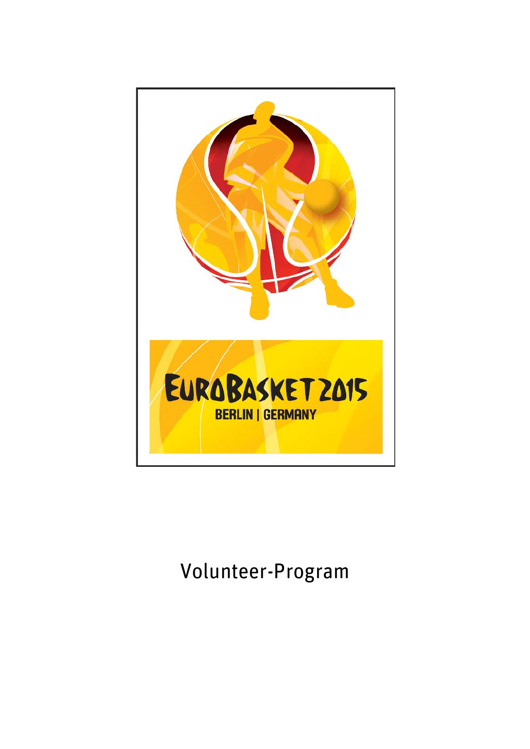EUROBASKET 2015

BERLIN | GERMANY

Volunteer-Program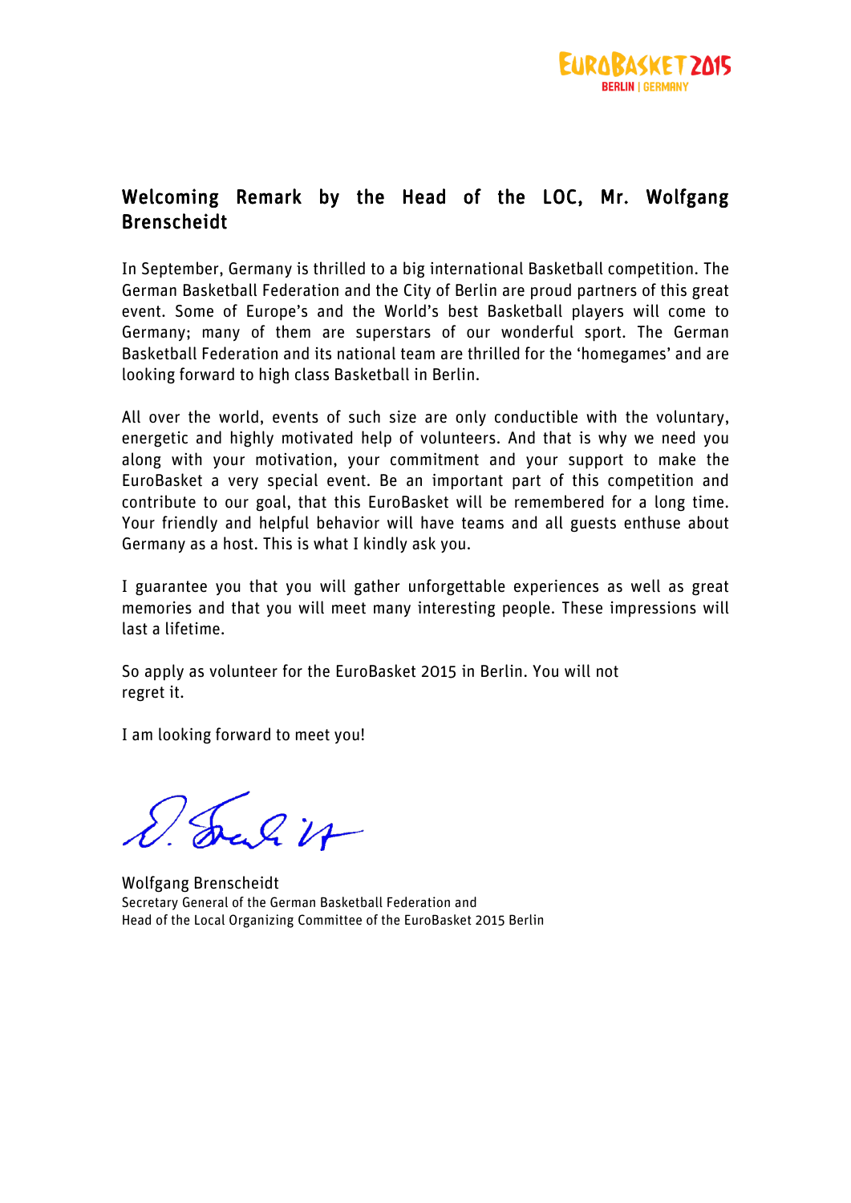## Welcoming Remark by the Head of the LOC, Mr. Wolfgang Brenscheidt

In September, Germany is thrilled to a big international Basketball competition. The German Basketball Federation and the City of Berlin are proud partners of this great event. Some of Europe's and the World's best Basketball players will come to Germany; many of them are superstars of our wonderful sport. The German Basketball Federation and its national team are thrilled for the 'homegames' and are looking forward to high class Basketball in Berlin.

All over the world, events of such size are only conductible with the voluntary, energetic and highly motivated help of volunteers. And that is why we need you along with your motivation, your commitment and your support to make the EuroBasket a very special event. Be an important part of this competition and contribute to our goal, that this EuroBasket will be remembered for a long time. Your friendly and helpful behavior will have teams and all guests enthuse about Germany as a host. This is what I kindly ask you.

I guarantee you that you will gather unforgettable experiences as well as great memories and that you will meet many interesting people. These impressions will last a lifetime.

So apply as volunteer for the EuroBasket 2015 in Berlin. You will not regret it.

I am looking forward to meet you!

Wolfgang Brenscheidt
Secretary General of the German Basketball Federation and
Head of the Local Organizing Committee of the EuroBasket 2015 Berlin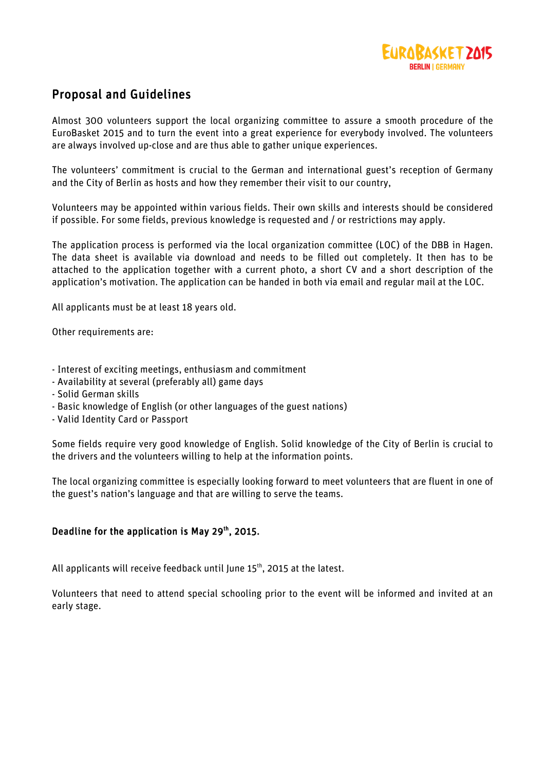## Proposal and Guidelines

Almost 300 volunteers support the local organizing committee to assure a smooth procedure of the EuroBasket 2015 and to turn the event into a great experience for everybody involved. The volunteers are always involved up-close and are thus able to gather unique experiences.

The volunteers' commitment is crucial to the German and international guest's reception of Germany and the City of Berlin as hosts and how they remember their visit to our country,

Volunteers may be appointed within various fields. Their own skills and interests should be considered if possible. For some fields, previous knowledge is requested and / or restrictions may apply.

The application process is performed via the local organization committee (LOC) of the DBB in Hagen. The data sheet is available via download and needs to be filled out completely. It then has to be attached to the application together with a current photo, a short CV and a short description of the application's motivation. The application can be handed in both via email and regular mail at the LOC.

All applicants must be at least 18 years old.

Other requirements are:

- Interest of exciting meetings, enthusiasm and commitment
- Availability at several (preferably all) game days
- Solid German skills
- Basic knowledge of English (or other languages of the guest nations)
- Valid Identity Card or Passport

Some fields require very good knowledge of English. Solid knowledge of the City of Berlin is crucial to the drivers and the volunteers willing to help at the information points.

The local organizing committee is especially looking forward to meet volunteers that are fluent in one of the guest's nation's language and that are willing to serve the teams.

**Deadline for the application is May 29th, 2015.**

All applicants will receive feedback until June 15th, 2015 at the latest.

Volunteers that need to attend special schooling prior to the event will be informed and invited at an early stage.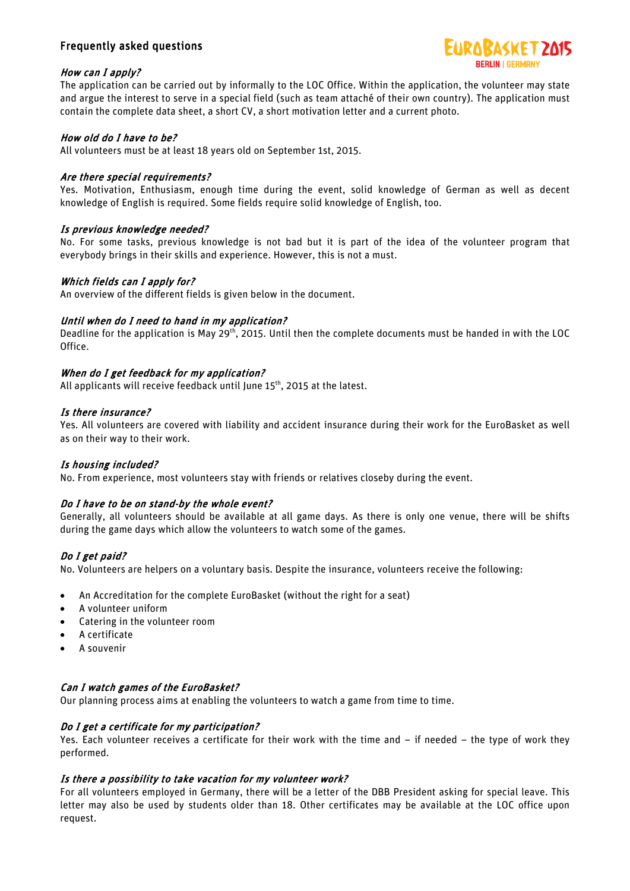## Frequently asked questions

EUROBASKET 2015
BERLIN | GERMANY

*How can I apply?*

The application can be carried out by informally to the LOC Office. Within the application, the volunteer may state and argue the interest to serve in a special field (such as team attaché of their own country). The application must contain the complete data sheet, a short CV, a short motivation letter and a current photo.

*How old do I have to be?*

All volunteers must be at least 18 years old on September 1st, 2015.

*Are there special requirements?*

Yes. Motivation, Enthusiasm, enough time during the event, solid knowledge of German as well as decent knowledge of English is required. Some fields require solid knowledge of English, too.

*Is previous knowledge needed?*

No. For some tasks, previous knowledge is not bad but it is part of the idea of the volunteer program that everybody brings in their skills and experience. However, this is not a must.

*Which fields can I apply for?*

An overview of the different fields is given below in the document.

*Until when do I need to hand in my application?*

Deadline for the application is May 29th, 2015. Until then the complete documents must be handed in with the LOC Office.

*When do I get feedback for my application?*

All applicants will receive feedback until June 15th, 2015 at the latest.

*Is there insurance?*

Yes. All volunteers are covered with liability and accident insurance during their work for the EuroBasket as well as on their way to their work.

*Is housing included?*

No. From experience, most volunteers stay with friends or relatives closeby during the event.

*Do I have to be on stand-by the whole event?*

Generally, all volunteers should be available at all game days. As there is only one venue, there will be shifts during the game days which allow the volunteers to watch some of the games.

*Do I get paid?*

No. Volunteers are helpers on a voluntary basis. Despite the insurance, volunteers receive the following:

- An Accreditation for the complete EuroBasket (without the right for a seat)
- A volunteer uniform
- Catering in the volunteer room
- A certificate
- A souvenir

*Can I watch games of the EuroBasket?*

Our planning process aims at enabling the volunteers to watch a game from time to time.

*Do I get a certificate for my participation?*

Yes. Each volunteer receives a certificate for their work with the time and – if needed – the type of work they performed.

*Is there a possibility to take vacation for my volunteer work?*

For all volunteers employed in Germany, there will be a letter of the DBB President asking for special leave. This letter may also be used by students older than 18. Other certificates may be available at the LOC office upon request.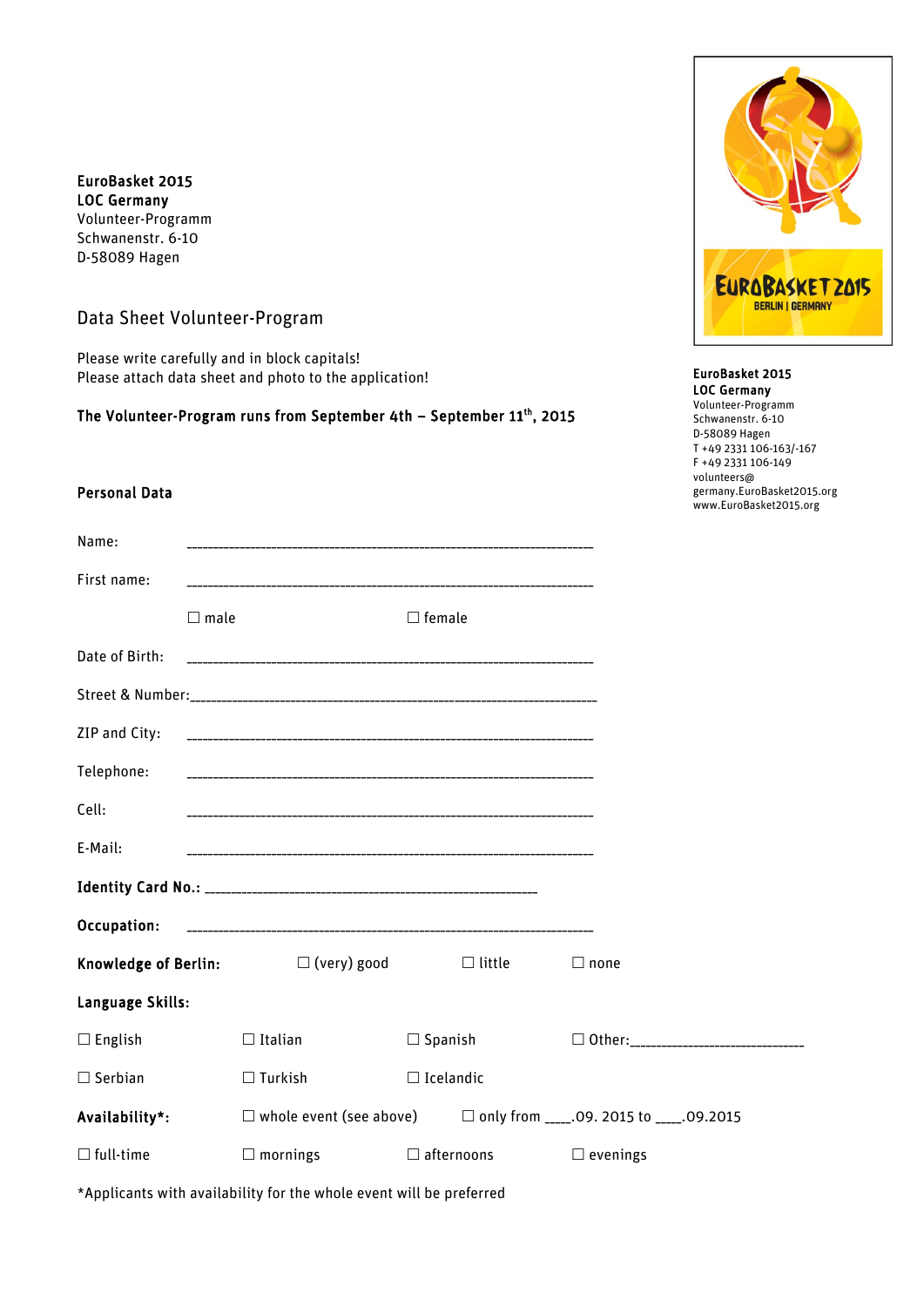**EuroBasket 2015**
**LOC Germany**
Volunteer-Programm
Schwanenstr. 6-10
D-58089 Hagen

**EuroBasket 2015**
**LOC Germany**
Volunteer-Programm
Schwanenstr. 6-10
D-58089 Hagen
T +49 2331 106-163/-167
F +49 2331 106-149
volunteers@
germany.EuroBasket2015.org
www.EuroBasket2015.org

## Data Sheet Volunteer-Program

Please write carefully and in block capitals!
Please attach data sheet and photo to the application!

**The Volunteer-Program runs from September 4th – September 11th, 2015**

### Personal Data

Name: ______________________________________________________________

First name: ______________________________________________________________

☐ male ☐ female

Date of Birth: ______________________________________________________________

Street & Number: ______________________________________________________________

ZIP and City: ______________________________________________________________

Telephone: ______________________________________________________________

Cell: ______________________________________________________________

E-Mail: ______________________________________________________________

**Identity Card No.:** _____________________________________________________

**Occupation:** ______________________________________________________________

**Knowledge of Berlin:** ☐ (very) good ☐ little ☐ none

**Language Skills:**

☐ English ☐ Italian ☐ Spanish ☐ Other:___________________________

☐ Serbian ☐ Turkish ☐ Icelandic

**Availability*:** ☐ whole event (see above) ☐ only from ____.09. 2015 to ____.09.2015

☐ full-time ☐ mornings ☐ afternoons ☐ evenings

*Applicants with availability for the whole event will be preferred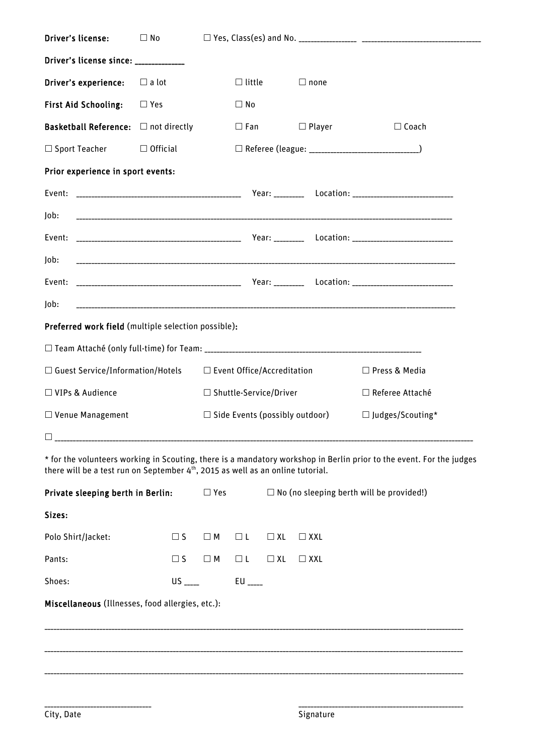**Driver's license:** ☐ No ☐ Yes, Class(es) and No. _______________ _________________________________

**Driver's license since:** _____________

**Driver's experience:** ☐ a lot ☐ little ☐ none

**First Aid Schooling:** ☐ Yes ☐ No

**Basketball Reference:** ☐ not directly ☐ Fan ☐ Player ☐ Coach

☐ Sport Teacher ☐ Official ☐ Referee (league: ____________________________)

**Prior experience in sport events:**

Event: _____________________________________________ Year: ________ Location: ___________________________

Job: ____________________________________________________________________________________________

Event: _____________________________________________ Year: ________ Location: ___________________________

Job: ____________________________________________________________________________________________

Event: _____________________________________________ Year: ________ Location: ___________________________

Job: ____________________________________________________________________________________________

**Preferred work field** (multiple selection possible):

☐ Team Attaché (only full-time) for Team: _____________________________________________________________

☐ Guest Service/Information/Hotels ☐ Event Office/Accreditation ☐ Press & Media

☐ VIPs & Audience ☐ Shuttle-Service/Driver ☐ Referee Attaché

☐ Venue Management ☐ Side Events (possibly outdoor) ☐ Judges/Scouting*

☐ ________________________________________________________________________________________________

* for the volunteers working in Scouting, there is a mandatory workshop in Berlin prior to the event. For the judges there will be a test run on September 4th, 2015 as well as an online tutorial.

**Private sleeping berth in Berlin:** ☐ Yes ☐ No (no sleeping berth will be provided!)

**Sizes:**

Polo Shirt/Jacket: ☐ S ☐ M ☐ L ☐ XL ☐ XXL

Pants: ☐ S ☐ M ☐ L ☐ XL ☐ XXL

Shoes: US ____ EU ____

**Miscellaneous** (Illnesses, food allergies, etc.):

____________________________________________________________________________________________________

____________________________________________________________________________________________________

____________________________________________________________________________________________________

______________________________ ______________________________________________

City, Date Signature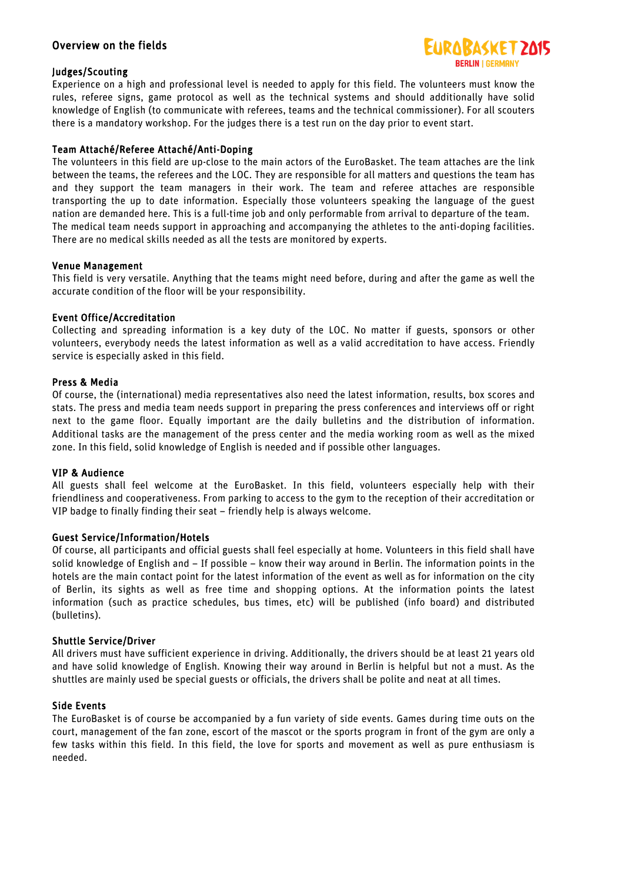## Overview on the fields

EUROBASKET 2015
BERLIN | GERMANY

### Judges/Scouting

Experience on a high and professional level is needed to apply for this field. The volunteers must know the rules, referee signs, game protocol as well as the technical systems and should additionally have solid knowledge of English (to communicate with referees, teams and the technical commissioner). For all scouters there is a mandatory workshop. For the judges there is a test run on the day prior to event start.

### Team Attaché/Referee Attaché/Anti-Doping

The volunteers in this field are up-close to the main actors of the EuroBasket. The team attaches are the link between the teams, the referees and the LOC. They are responsible for all matters and questions the team has and they support the team managers in their work. The team and referee attaches are responsible transporting the up to date information. Especially those volunteers speaking the language of the guest nation are demanded here. This is a full-time job and only performable from arrival to departure of the team.
The medical team needs support in approaching and accompanying the athletes to the anti-doping facilities. There are no medical skills needed as all the tests are monitored by experts.

### Venue Management

This field is very versatile. Anything that the teams might need before, during and after the game as well the accurate condition of the floor will be your responsibility.

### Event Office/Accreditation

Collecting and spreading information is a key duty of the LOC. No matter if guests, sponsors or other volunteers, everybody needs the latest information as well as a valid accreditation to have access. Friendly service is especially asked in this field.

### Press & Media

Of course, the (international) media representatives also need the latest information, results, box scores and stats. The press and media team needs support in preparing the press conferences and interviews off or right next to the game floor. Equally important are the daily bulletins and the distribution of information. Additional tasks are the management of the press center and the media working room as well as the mixed zone. In this field, solid knowledge of English is needed and if possible other languages.

### VIP & Audience

All guests shall feel welcome at the EuroBasket. In this field, volunteers especially help with their friendliness and cooperativeness. From parking to access to the gym to the reception of their accreditation or VIP badge to finally finding their seat – friendly help is always welcome.

### Guest Service/Information/Hotels

Of course, all participants and official guests shall feel especially at home. Volunteers in this field shall have solid knowledge of English and – If possible – know their way around in Berlin. The information points in the hotels are the main contact point for the latest information of the event as well as for information on the city of Berlin, its sights as well as free time and shopping options. At the information points the latest information (such as practice schedules, bus times, etc) will be published (info board) and distributed (bulletins).

### Shuttle Service/Driver

All drivers must have sufficient experience in driving. Additionally, the drivers should be at least 21 years old and have solid knowledge of English. Knowing their way around in Berlin is helpful but not a must. As the shuttles are mainly used be special guests or officials, the drivers shall be polite and neat at all times.

### Side Events

The EuroBasket is of course be accompanied by a fun variety of side events. Games during time outs on the court, management of the fan zone, escort of the mascot or the sports program in front of the gym are only a few tasks within this field. In this field, the love for sports and movement as well as pure enthusiasm is needed.